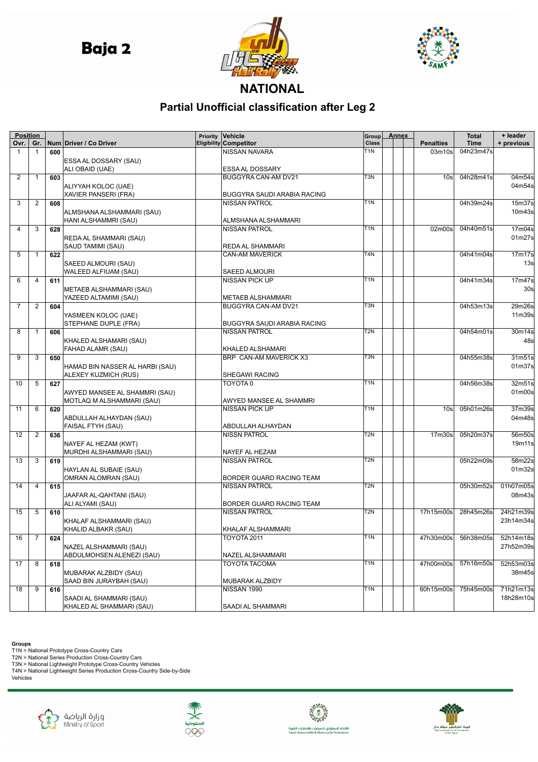# Baja 2

## NATIONAL

## Partial Unofficial classification after Leg 2

| Position | | Num | Driver / Co Driver | Priority Eligibility | Vehicle Competitor | Group Class | Annex | | | Penalties | Total Time | + leader + previous |
|---|---|---|---|---|---|---|---|---|---|---|---|---|
| Ovr. | Gr. | | | | | | | | | | | |
| 1 | 1 | 600 | ESSA AL DOSSARY (SAU) ALI OBAID (UAE) | | NISSAN NAVARA ESSA AL DOSSARY | T1N | | | | 03m10s | 04h23m47s | |
| 2 | 1 | 603 | ALIYYAH KOLOC (UAE) XAVIER PANSERI (FRA) | | BUGGYRA CAN-AM DV21 BUGGYRA SAUDI ARABIA RACING | T3N | | | | 10s | 04h28m41s | 04m54s 04m54s |
| 3 | 2 | 608 | ALMSHANA ALSHAMMARI (SAU) HANI ALSHAMMRI (SAU) | | NISSAN PATROL ALMSHANA ALSHAMMARI | T1N | | | | | 04h39m24s | 15m37s 10m43s |
| 4 | 3 | 628 | REDA AL SHAMMARI (SAU) SAUD TAMIMI (SAU) | | NISSAN PATROL REDA AL SHAMMARI | T1N | | | | 02m00s | 04h40m51s | 17m04s 01m27s |
| 5 | 1 | 622 | SAEED ALMOURI (SAU) WALEED ALFIUAM (SAU) | | CAN-AM MAVERICK SAEED ALMOURI | T4N | | | | | 04h41m04s | 17m17s 13s |
| 6 | 4 | 611 | METAEB ALSHAMMARI (SAU) YAZEED ALTAMIMI (SAU) | | NISSAN PICK UP METAEB ALSHAMMARI | T1N | | | | | 04h41m34s | 17m47s 30s |
| 7 | 2 | 604 | YASMEEN KOLOC (UAE) STEPHANE DUPLE (FRA) | | BUGGYRA CAN-AM DV21 BUGGYRA SAUDI ARABIA RACING | T3N | | | | | 04h53m13s | 29m26s 11m39s |
| 8 | 1 | 606 | KHALED ALSHAMARI (SAU) FAHAD ALAMR (SAU) | | NISSAN PATROL KHALED ALSHAMARI | T2N | | | | | 04h54m01s | 30m14s 48s |
| 9 | 3 | 650 | HAMAD BIN NASSER AL HARBI (SAU) ALEXEY KUZMICH (RUS) | | BRP CAN-AM MAVERICK X3 SHEGAWI RACING | T3N | | | | | 04h55m38s | 31m51s 01m37s |
| 10 | 5 | 627 | AWYED MANSEE AL SHAMMRI (SAU) MOTLAQ M ALSHAMMARI (SAU) | | TOYOTA 0 AWYED MANSEE AL SHAMMRI | T1N | | | | | 04h56m38s | 32m51s 01m00s |
| 11 | 6 | 620 | ABDULLAH ALHAYDAN (SAU) FAISAL FTYH (SAU) | | NISSAN PICK UP ABDULLAH ALHAYDAN | T1N | | | | 10s | 05h01m26s | 37m39s 04m48s |
| 12 | 2 | 636 | NAYEF AL HEZAM (KWT) MURDHI ALSHAMMARI (SAU) | | NISSN PATROL NAYEF AL HEZAM | T2N | | | | 17m30s | 05h20m37s | 56m50s 19m11s |
| 13 | 3 | 619 | HAYLAN AL SUBAIE (SAU) OMRAN ALOMRAN (SAU) | | NISSAN PATROL BORDER GUARD RACING TEAM | T2N | | | | | 05h22m09s | 58m22s 01m32s |
| 14 | 4 | 615 | JAAFAR AL-QAHTANI (SAU) ALI ALYAMI (SAU) | | NISSAN PATROL BORDER GUARD RACING TEAM | T2N | | | | | 05h30m52s | 01h07m05s 08m43s |
| 15 | 5 | 610 | KHALAF ALSHAMMARI (SAU) KHALID ALBAKR (SAU) | | NISSAN PATROL KHALAF ALSHAMMARI | T2N | | | | 17h15m00s | 28h45m26s | 24h21m39s 23h14m34s |
| 16 | 7 | 624 | NAZEL ALSHAMMARI (SAU) ABDULMOHSEN ALENEZI (SAU) | | TOYOTA 2011 NAZEL ALSHAMMARI | T1N | | | | 47h30m00s | 56h38m05s | 52h14m18s 27h52m39s |
| 17 | 8 | 618 | MUBARAK ALZBIDY (SAU) SAAD BIN JURAYBAH (SAU) | | TOYOTA TACOMA MUBARAK ALZBIDY | T1N | | | | 47h00m00s | 57h16m50s | 52h53m03s 38m45s |
| 18 | 9 | 616 | SAADI AL SHAMMARI (SAU) KHALED AL SHAMMARI (SAU) | | NISSAN 1990 SAADI AL SHAMMARI | T1N | | | | 60h15m00s | 75h45m00s | 71h21m13s 18h28m10s |

**Groups**

T1N > National Prototype Cross-Country Cars
T2N > National Series Production Cross-Country Cars
T3N > National Lightweight Prototype Cross-Country Vehicles
T4N > National Lightweight Series Production Cross-Country Side-by-Side Vehicles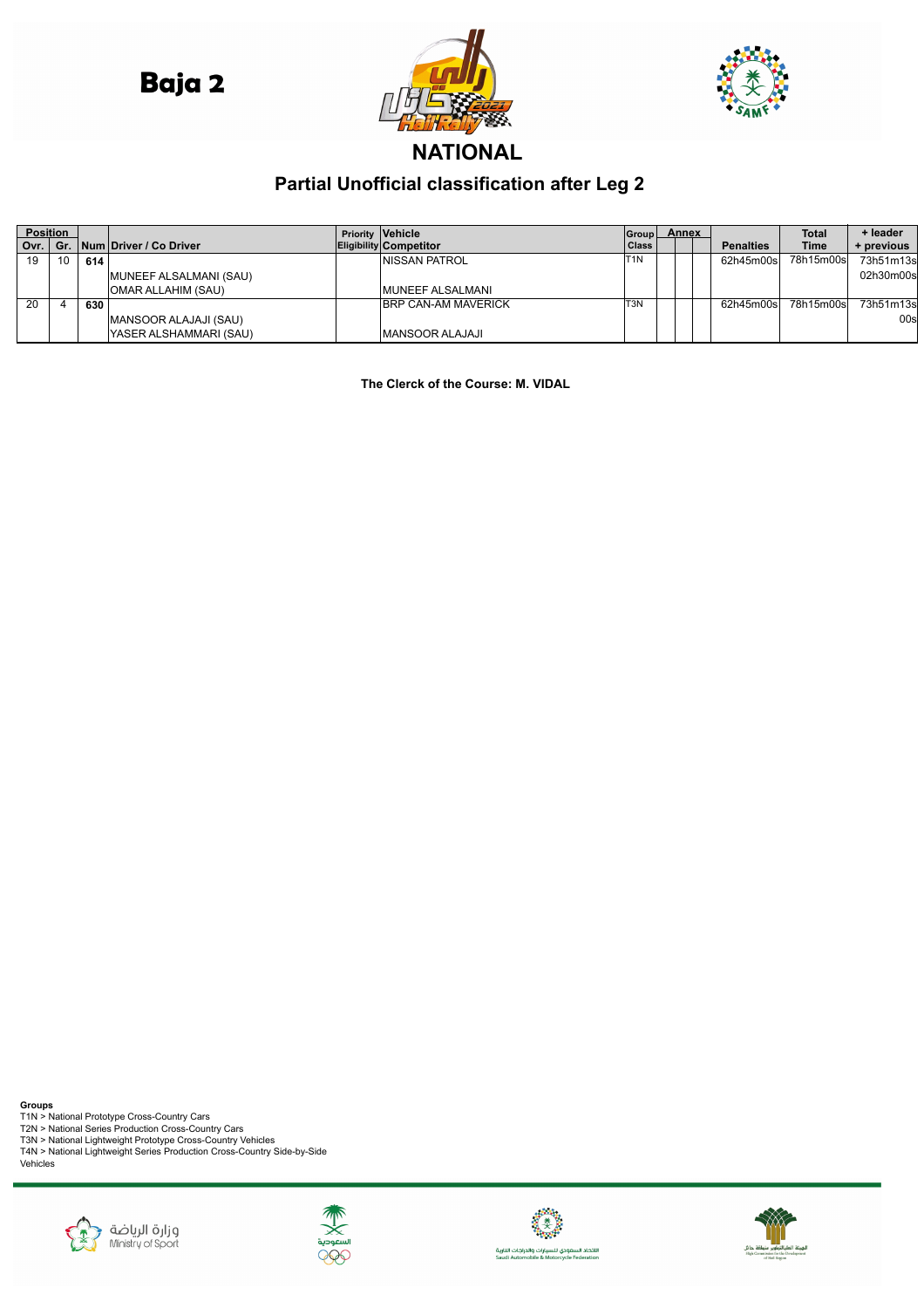# Baja 2

## NATIONAL

### Partial Unofficial classification after Leg 2

| Position Ovr. | Gr. | Num | Driver / Co Driver | Priority Eligibility | Vehicle / Competitor | Group Class | Annex | | | Penalties | Total Time | + leader + previous |
|---|---|---|---|---|---|---|---|---|---|---|---|---|
| 19 | 10 | 614 | MUNEEF ALSALMANI (SAU)<br>OMAR ALLAHIM (SAU) | | NISSAN PATROL<br>MUNEEF ALSALMANI | T1N | | | | 62h45m00s | 78h15m00s | 73h51m13s<br>02h30m00s |
| 20 | 4 | 630 | MANSOOR ALAJAJI (SAU)<br>YASER ALSHAMMARI (SAU) | | BRP CAN-AM MAVERICK<br>MANSOOR ALAJAJI | T3N | | | | 62h45m00s | 78h15m00s | 73h51m13s<br>00s |

**The Clerck of the Course: M. VIDAL**

**Groups**
T1N > National Prototype Cross-Country Cars
T2N > National Series Production Cross-Country Cars
T3N > National Lightweight Prototype Cross-Country Vehicles
T4N > National Lightweight Series Production Cross-Country Side-by-Side Vehicles